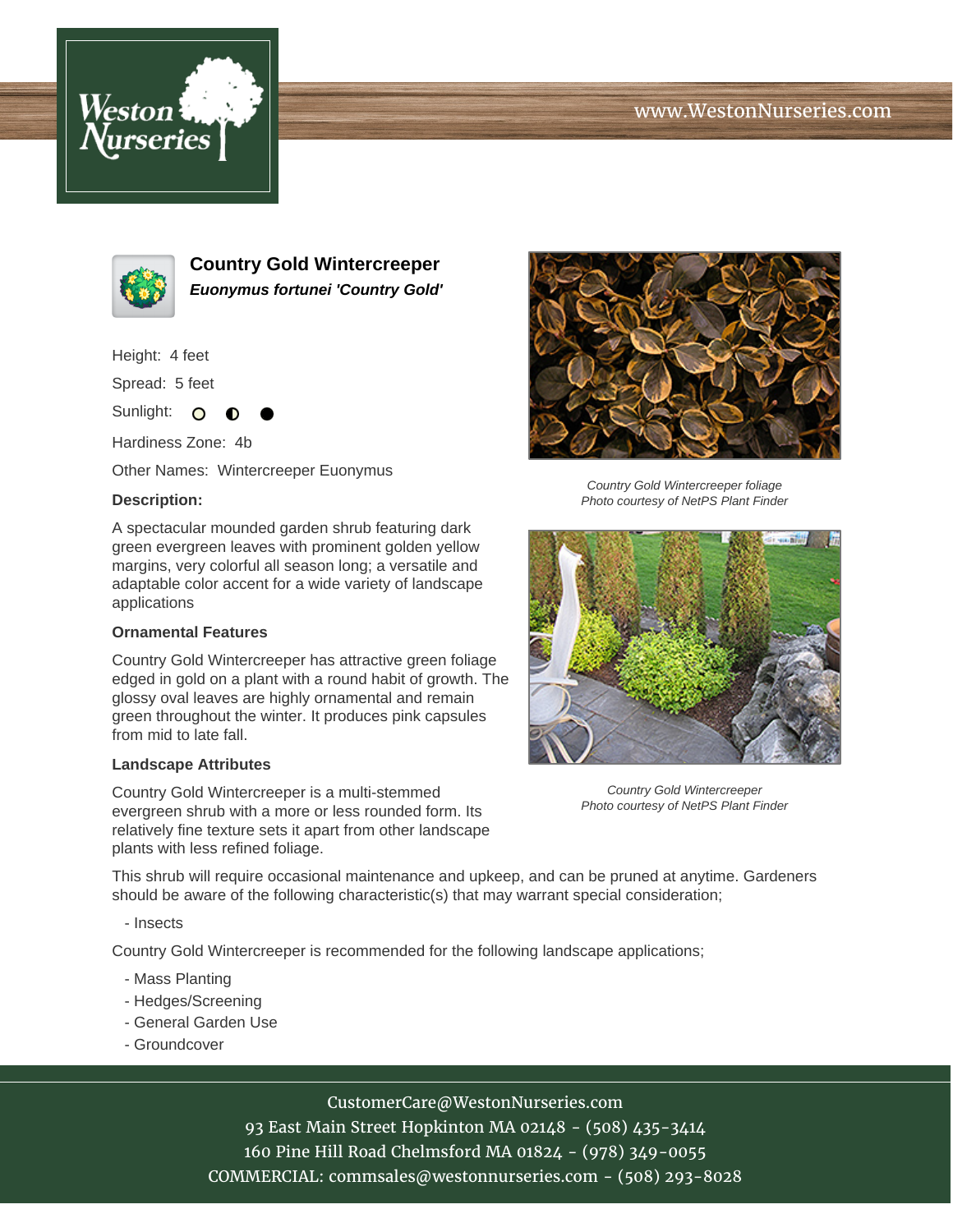# Country Gold Wintercreeper

***Euonymus fortunei 'Country Gold'***

Height: 4 feet

Spread: 5 feet

Sunlight: ○ ◐ ●

Hardiness Zone: 4b

Other Names: Wintercreeper Euonymus

**Description:**

A spectacular mounded garden shrub featuring dark green evergreen leaves with prominent golden yellow margins, very colorful all season long; a versatile and adaptable color accent for a wide variety of landscape applications

*Country Gold Wintercreeper foliage*
*Photo courtesy of NetPS Plant Finder*

*Country Gold Wintercreeper*
*Photo courtesy of NetPS Plant Finder*

### Ornamental Features

Country Gold Wintercreeper has attractive green foliage edged in gold on a plant with a round habit of growth. The glossy oval leaves are highly ornamental and remain green throughout the winter. It produces pink capsules from mid to late fall.

### Landscape Attributes

Country Gold Wintercreeper is a multi-stemmed evergreen shrub with a more or less rounded form. Its relatively fine texture sets it apart from other landscape plants with less refined foliage.

This shrub will require occasional maintenance and upkeep, and can be pruned at anytime. Gardeners should be aware of the following characteristic(s) that may warrant special consideration;

- Insects

Country Gold Wintercreeper is recommended for the following landscape applications;

- Mass Planting
- Hedges/Screening
- General Garden Use
- Groundcover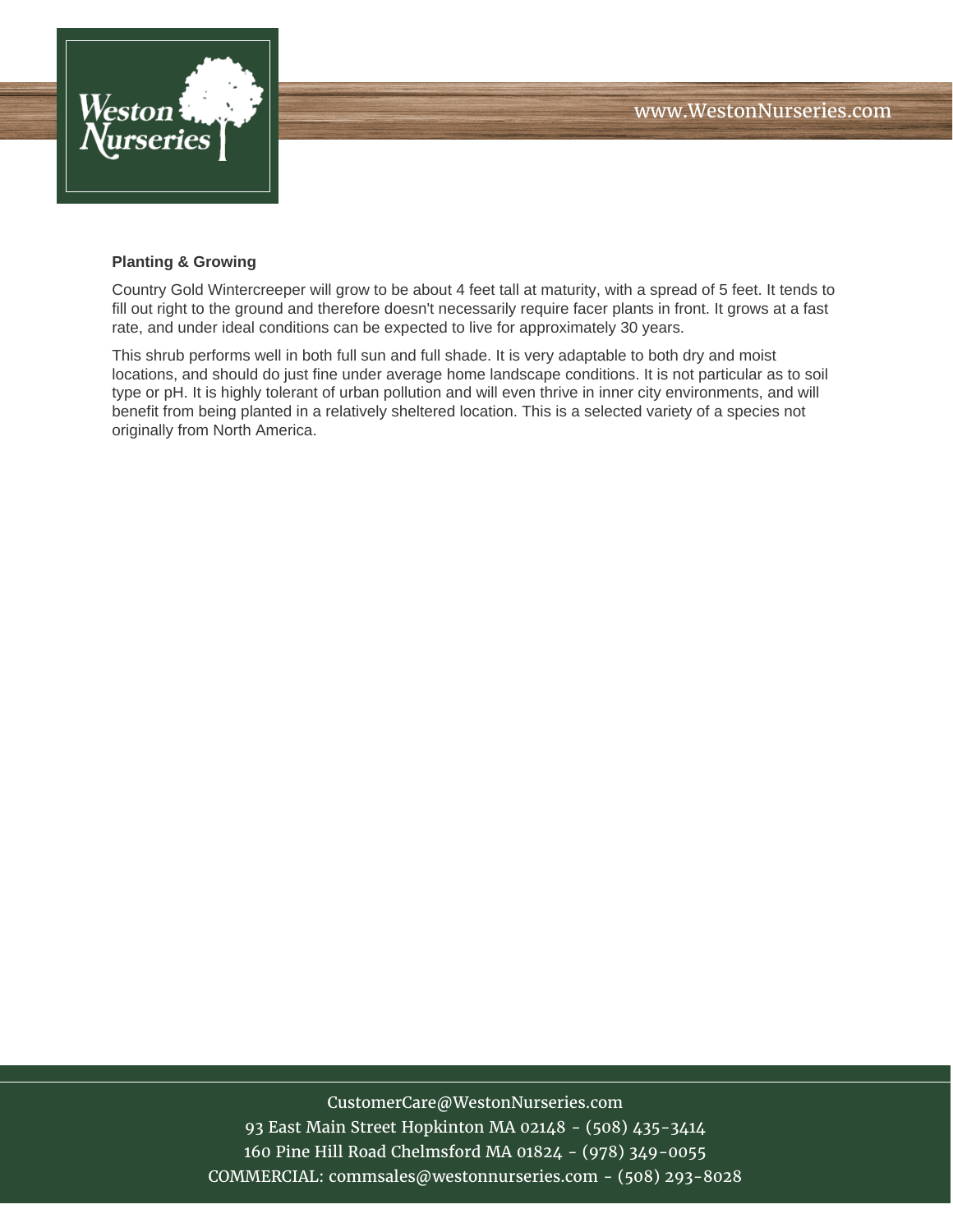**Planting & Growing**

Country Gold Wintercreeper will grow to be about 4 feet tall at maturity, with a spread of 5 feet. It tends to fill out right to the ground and therefore doesn't necessarily require facer plants in front. It grows at a fast rate, and under ideal conditions can be expected to live for approximately 30 years.

This shrub performs well in both full sun and full shade. It is very adaptable to both dry and moist locations, and should do just fine under average home landscape conditions. It is not particular as to soil type or pH. It is highly tolerant of urban pollution and will even thrive in inner city environments, and will benefit from being planted in a relatively sheltered location. This is a selected variety of a species not originally from North America.